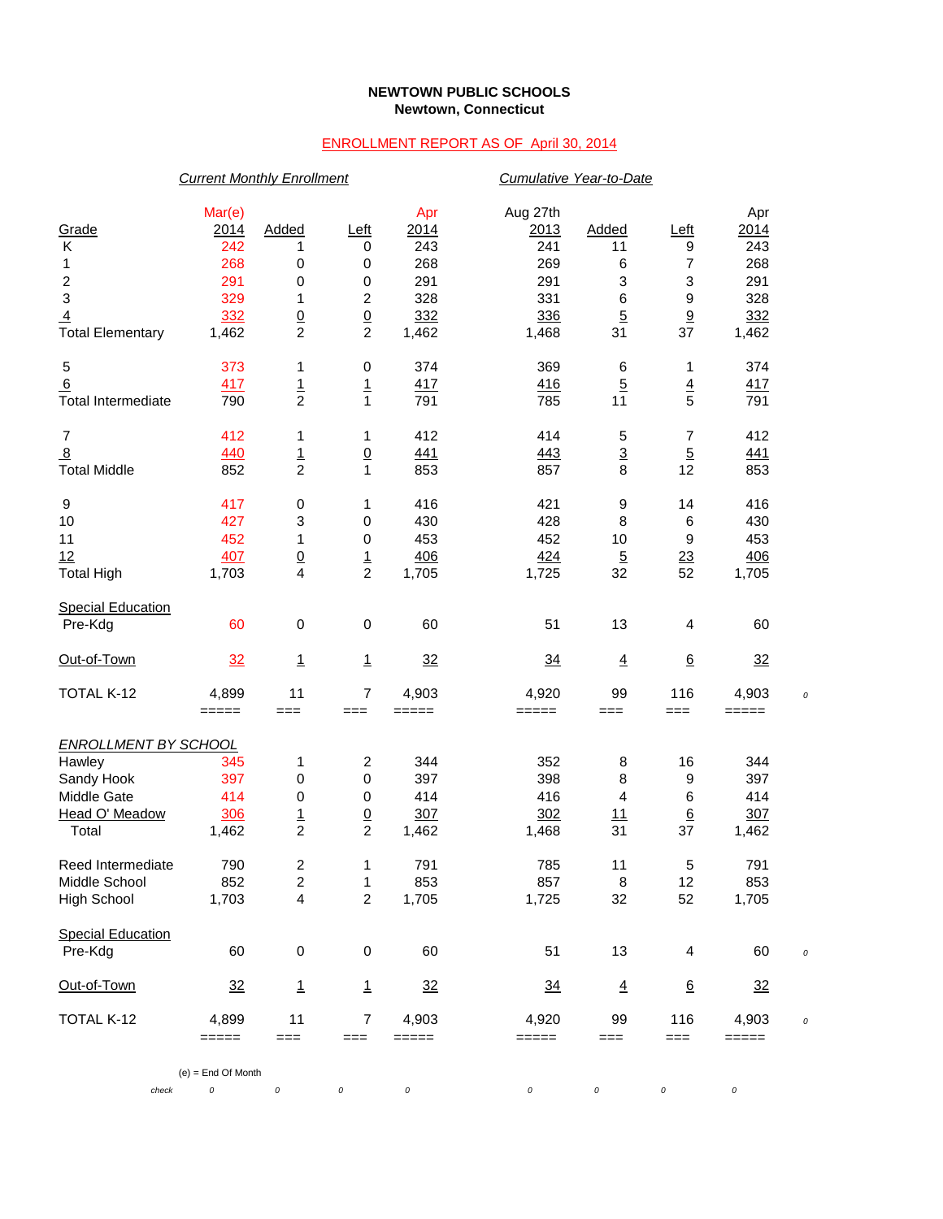**NEWTOWN PUBLIC SCHOOLS**
**Newtown, Connecticut**

ENROLLMENT REPORT AS OF April 30, 2014

| | *Current Monthly Enrollment* | | | | *Cumulative Year-to-Date* | | | | |
|---|---|---|---|---|---|---|---|---|---|
| Grade | Mar(e) 2014 | Added | Left | Apr 2014 | Aug 27th 2013 | Added | Left | Apr 2014 | |
| K | 242 | 1 | 0 | 243 | 241 | 11 | 9 | 243 | |
| 1 | 268 | 0 | 0 | 268 | 269 | 6 | 7 | 268 | |
| 2 | 291 | 0 | 0 | 291 | 291 | 3 | 3 | 291 | |
| 3 | 329 | 1 | 2 | 328 | 331 | 6 | 9 | 328 | |
| 4 | 332 | 0 | 0 | 332 | 336 | 5 | 9 | 332 | |
| Total Elementary | 1,462 | 2 | 2 | 1,462 | 1,468 | 31 | 37 | 1,462 | |
| 5 | 373 | 1 | 0 | 374 | 369 | 6 | 1 | 374 | |
| 6 | 417 | 1 | 1 | 417 | 416 | 5 | 4 | 417 | |
| Total Intermediate | 790 | 2 | 1 | 791 | 785 | 11 | 5 | 791 | |
| 7 | 412 | 1 | 1 | 412 | 414 | 5 | 7 | 412 | |
| 8 | 440 | 1 | 0 | 441 | 443 | 3 | 5 | 441 | |
| Total Middle | 852 | 2 | 1 | 853 | 857 | 8 | 12 | 853 | |
| 9 | 417 | 0 | 1 | 416 | 421 | 9 | 14 | 416 | |
| 10 | 427 | 3 | 0 | 430 | 428 | 8 | 6 | 430 | |
| 11 | 452 | 1 | 0 | 453 | 452 | 10 | 9 | 453 | |
| 12 | 407 | 0 | 1 | 406 | 424 | 5 | 23 | 406 | |
| Total High | 1,703 | 4 | 2 | 1,705 | 1,725 | 32 | 52 | 1,705 | |
| Special Education Pre-Kdg | 60 | 0 | 0 | 60 | 51 | 13 | 4 | 60 | |
| Out-of-Town | 32 | 1 | 1 | 32 | 34 | 4 | 6 | 32 | |
| TOTAL K-12 | 4,899 | 11 | 7 | 4,903 | 4,920 | 99 | 116 | 4,903 | 0 |
| *ENROLLMENT BY SCHOOL* | | | | | | | | | |
| Hawley | 345 | 1 | 2 | 344 | 352 | 8 | 16 | 344 | |
| Sandy Hook | 397 | 0 | 0 | 397 | 398 | 8 | 9 | 397 | |
| Middle Gate | 414 | 0 | 0 | 414 | 416 | 4 | 6 | 414 | |
| Head O' Meadow | 306 | 1 | 0 | 307 | 302 | 11 | 6 | 307 | |
| Total | 1,462 | 2 | 2 | 1,462 | 1,468 | 31 | 37 | 1,462 | |
| Reed Intermediate | 790 | 2 | 1 | 791 | 785 | 11 | 5 | 791 | |
| Middle School | 852 | 2 | 1 | 853 | 857 | 8 | 12 | 853 | |
| High School | 1,703 | 4 | 2 | 1,705 | 1,725 | 32 | 52 | 1,705 | |
| Special Education Pre-Kdg | 60 | 0 | 0 | 60 | 51 | 13 | 4 | 60 | 0 |
| Out-of-Town | 32 | 1 | 1 | 32 | 34 | 4 | 6 | 32 | |
| TOTAL K-12 | 4,899 | 11 | 7 | 4,903 | 4,920 | 99 | 116 | 4,903 | 0 |
| check | 0 | 0 | 0 | 0 | 0 | 0 | 0 | 0 | |

(e) = End Of Month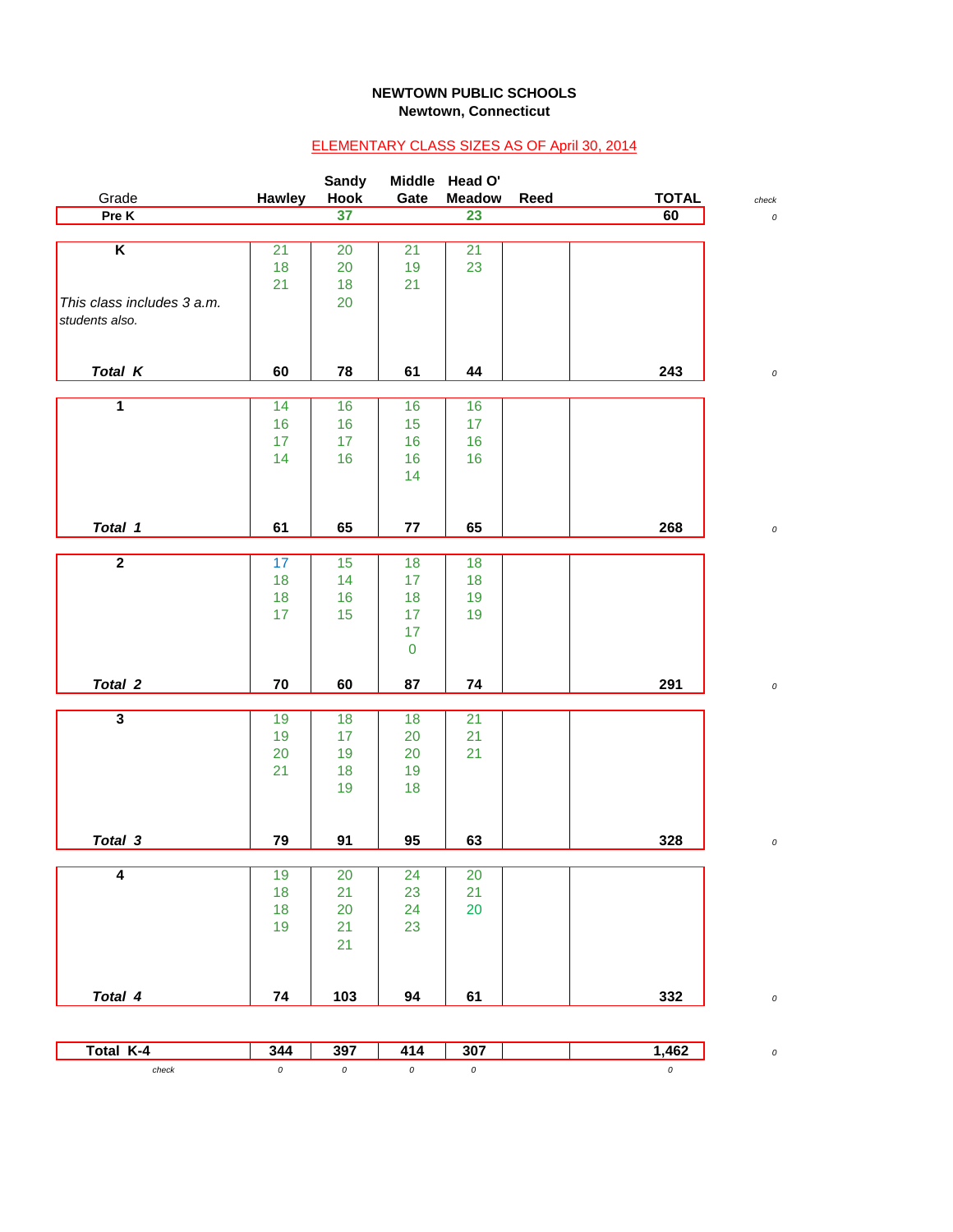**NEWTOWN PUBLIC SCHOOLS**
**Newtown, Connecticut**

ELEMENTARY CLASS SIZES AS OF April 30, 2014

| Grade | Hawley | Sandy Hook | Middle Gate | Head O' Meadow | Reed | TOTAL | check |
|---|---|---|---|---|---|---|---|
| **Pre K** | | 37 | | 23 | | **60** | 0 |
| **K** | 21 | 20 | 21 | 21 | | | |
| | 18 | 20 | 19 | 23 | | | |
| | 21 | 18 | 21 | | | | |
| *This class includes 3 a.m. students also.* | | 20 | | | | | |
| ***Total K*** | **60** | **78** | **61** | **44** | | **243** | 0 |
| **1** | 14 | 16 | 16 | 16 | | | |
| | 16 | 16 | 15 | 17 | | | |
| | 17 | 17 | 16 | 16 | | | |
| | 14 | 16 | 16 | 16 | | | |
| | | | 14 | | | | |
| ***Total 1*** | **61** | **65** | **77** | **65** | | **268** | 0 |
| **2** | 17 | 15 | 18 | 18 | | | |
| | 18 | 14 | 17 | 18 | | | |
| | 18 | 16 | 18 | 19 | | | |
| | 17 | 15 | 17 | 19 | | | |
| | | | 17 | | | | |
| | | | 0 | | | | |
| ***Total 2*** | **70** | **60** | **87** | **74** | | **291** | 0 |
| **3** | 19 | 18 | 18 | 21 | | | |
| | 19 | 17 | 20 | 21 | | | |
| | 20 | 19 | 20 | 21 | | | |
| | 21 | 18 | 19 | | | | |
| | | 19 | 18 | | | | |
| ***Total 3*** | **79** | **91** | **95** | **63** | | **328** | 0 |
| **4** | 19 | 20 | 24 | 20 | | | |
| | 18 | 21 | 23 | 21 | | | |
| | 18 | 20 | 24 | 20 | | | |
| | 19 | 21 | 23 | | | | |
| | | 21 | | | | | |
| ***Total 4*** | **74** | **103** | **94** | **61** | | **332** | 0 |
| **Total K-4** | **344** | **397** | **414** | **307** | | **1,462** | 0 |
| *check* | *0* | *0* | *0* | *0* | | *0* | |